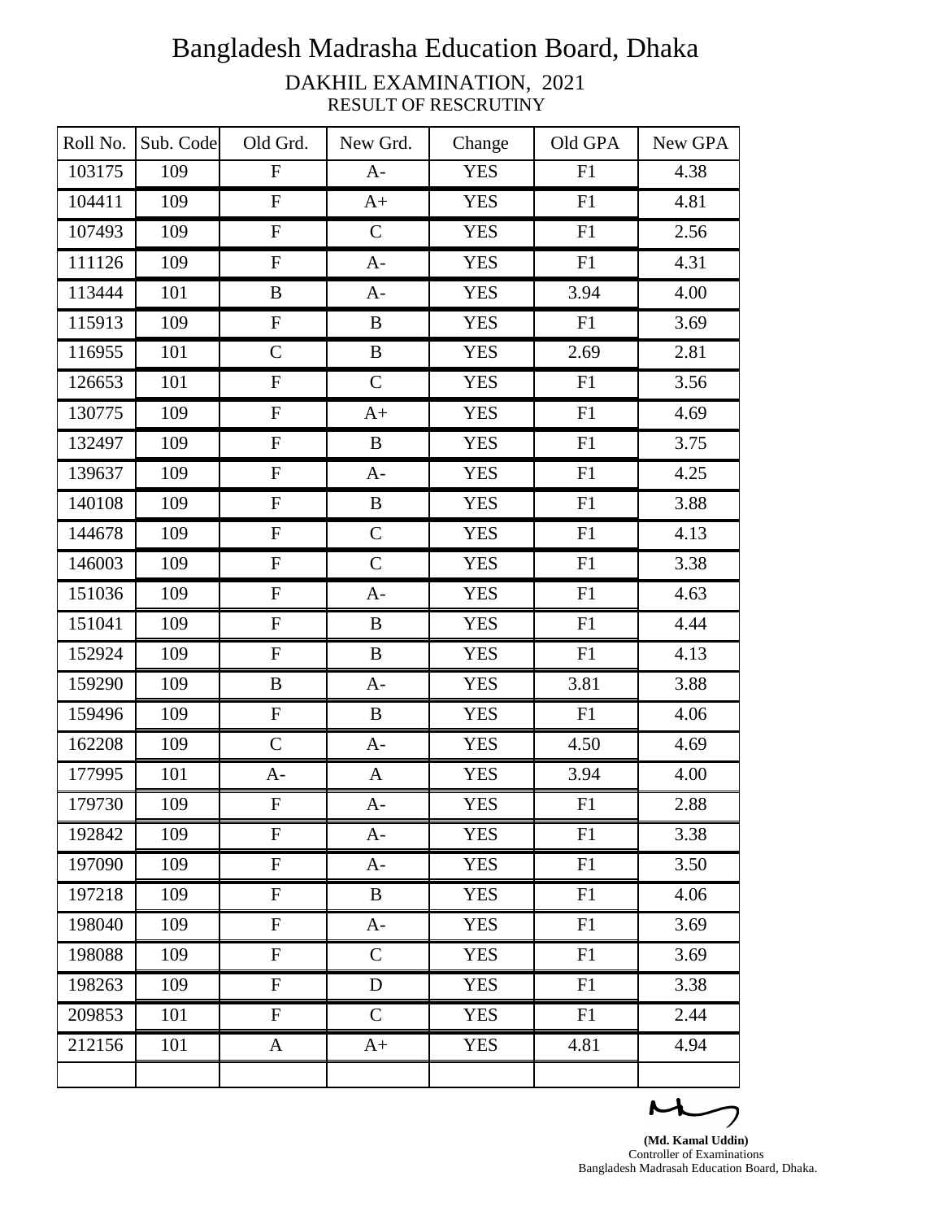# Bangladesh Madrasha Education Board, Dhaka

## DAKHIL EXAMINATION, 2021

### RESULT OF RESCRUTINY

| Roll No. | Sub. Code | Old Grd. | New Grd. | Change | Old GPA | New GPA |
|---|---|---|---|---|---|---|
| 103175 | 109 | F | A- | YES | F1 | 4.38 |
| 104411 | 109 | F | A+ | YES | F1 | 4.81 |
| 107493 | 109 | F | C | YES | F1 | 2.56 |
| 111126 | 109 | F | A- | YES | F1 | 4.31 |
| 113444 | 101 | B | A- | YES | 3.94 | 4.00 |
| 115913 | 109 | F | B | YES | F1 | 3.69 |
| 116955 | 101 | C | B | YES | 2.69 | 2.81 |
| 126653 | 101 | F | C | YES | F1 | 3.56 |
| 130775 | 109 | F | A+ | YES | F1 | 4.69 |
| 132497 | 109 | F | B | YES | F1 | 3.75 |
| 139637 | 109 | F | A- | YES | F1 | 4.25 |
| 140108 | 109 | F | B | YES | F1 | 3.88 |
| 144678 | 109 | F | C | YES | F1 | 4.13 |
| 146003 | 109 | F | C | YES | F1 | 3.38 |
| 151036 | 109 | F | A- | YES | F1 | 4.63 |
| 151041 | 109 | F | B | YES | F1 | 4.44 |
| 152924 | 109 | F | B | YES | F1 | 4.13 |
| 159290 | 109 | B | A- | YES | 3.81 | 3.88 |
| 159496 | 109 | F | B | YES | F1 | 4.06 |
| 162208 | 109 | C | A- | YES | 4.50 | 4.69 |
| 177995 | 101 | A- | A | YES | 3.94 | 4.00 |
| 179730 | 109 | F | A- | YES | F1 | 2.88 |
| 192842 | 109 | F | A- | YES | F1 | 3.38 |
| 197090 | 109 | F | A- | YES | F1 | 3.50 |
| 197218 | 109 | F | B | YES | F1 | 4.06 |
| 198040 | 109 | F | A- | YES | F1 | 3.69 |
| 198088 | 109 | F | C | YES | F1 | 3.69 |
| 198263 | 109 | F | D | YES | F1 | 3.38 |
| 209853 | 101 | F | C | YES | F1 | 2.44 |
| 212156 | 101 | A | A+ | YES | 4.81 | 4.94 |
| | | | | | | |

**(Md. Kamal Uddin)**
Controller of Examinations
Bangladesh Madrasah Education Board, Dhaka.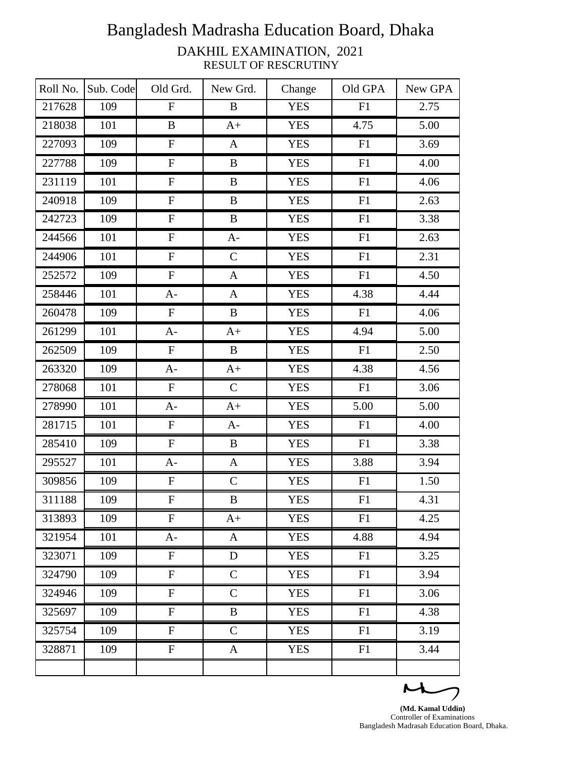# Bangladesh Madrasha Education Board, Dhaka

## DAKHIL EXAMINATION, 2021

### RESULT OF RESCRUTINY

| Roll No. | Sub. Code | Old Grd. | New Grd. | Change | Old GPA | New GPA |
|---|---|---|---|---|---|---|
| 217628 | 109 | F | B | YES | F1 | 2.75 |
| 218038 | 101 | B | A+ | YES | 4.75 | 5.00 |
| 227093 | 109 | F | A | YES | F1 | 3.69 |
| 227788 | 109 | F | B | YES | F1 | 4.00 |
| 231119 | 101 | F | B | YES | F1 | 4.06 |
| 240918 | 109 | F | B | YES | F1 | 2.63 |
| 242723 | 109 | F | B | YES | F1 | 3.38 |
| 244566 | 101 | F | A- | YES | F1 | 2.63 |
| 244906 | 101 | F | C | YES | F1 | 2.31 |
| 252572 | 109 | F | A | YES | F1 | 4.50 |
| 258446 | 101 | A- | A | YES | 4.38 | 4.44 |
| 260478 | 109 | F | B | YES | F1 | 4.06 |
| 261299 | 101 | A- | A+ | YES | 4.94 | 5.00 |
| 262509 | 109 | F | B | YES | F1 | 2.50 |
| 263320 | 109 | A- | A+ | YES | 4.38 | 4.56 |
| 278068 | 101 | F | C | YES | F1 | 3.06 |
| 278990 | 101 | A- | A+ | YES | 5.00 | 5.00 |
| 281715 | 101 | F | A- | YES | F1 | 4.00 |
| 285410 | 109 | F | B | YES | F1 | 3.38 |
| 295527 | 101 | A- | A | YES | 3.88 | 3.94 |
| 309856 | 109 | F | C | YES | F1 | 1.50 |
| 311188 | 109 | F | B | YES | F1 | 4.31 |
| 313893 | 109 | F | A+ | YES | F1 | 4.25 |
| 321954 | 101 | A- | A | YES | 4.88 | 4.94 |
| 323071 | 109 | F | D | YES | F1 | 3.25 |
| 324790 | 109 | F | C | YES | F1 | 3.94 |
| 324946 | 109 | F | C | YES | F1 | 3.06 |
| 325697 | 109 | F | B | YES | F1 | 4.38 |
| 325754 | 109 | F | C | YES | F1 | 3.19 |
| 328871 | 109 | F | A | YES | F1 | 3.44 |
| | | | | | | |

**(Md. Kamal Uddin)**
Controller of Examinations
Bangladesh Madrasah Education Board, Dhaka.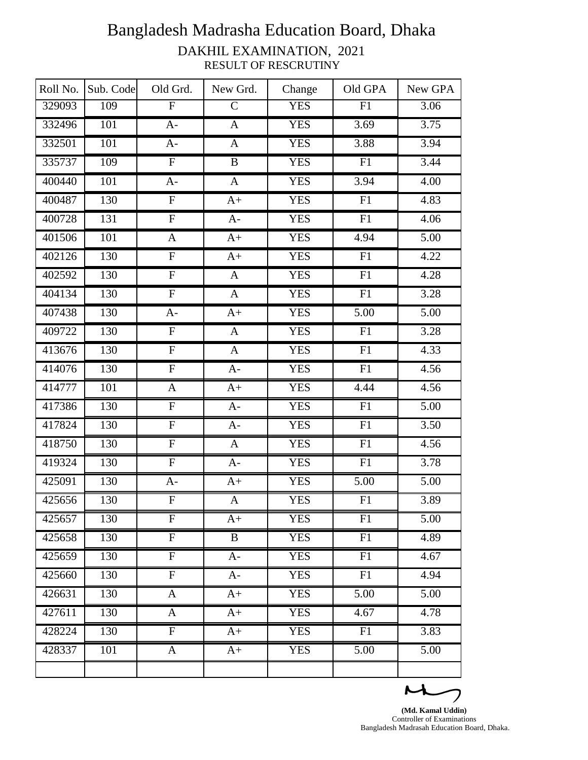# Bangladesh Madrasha Education Board, Dhaka

## DAKHIL EXAMINATION, 2021

### RESULT OF RESCRUTINY

| Roll No. | Sub. Code | Old Grd. | New Grd. | Change | Old GPA | New GPA |
|---|---|---|---|---|---|---|
| 329093 | 109 | F | C | YES | F1 | 3.06 |
| 332496 | 101 | A- | A | YES | 3.69 | 3.75 |
| 332501 | 101 | A- | A | YES | 3.88 | 3.94 |
| 335737 | 109 | F | B | YES | F1 | 3.44 |
| 400440 | 101 | A- | A | YES | 3.94 | 4.00 |
| 400487 | 130 | F | A+ | YES | F1 | 4.83 |
| 400728 | 131 | F | A- | YES | F1 | 4.06 |
| 401506 | 101 | A | A+ | YES | 4.94 | 5.00 |
| 402126 | 130 | F | A+ | YES | F1 | 4.22 |
| 402592 | 130 | F | A | YES | F1 | 4.28 |
| 404134 | 130 | F | A | YES | F1 | 3.28 |
| 407438 | 130 | A- | A+ | YES | 5.00 | 5.00 |
| 409722 | 130 | F | A | YES | F1 | 3.28 |
| 413676 | 130 | F | A | YES | F1 | 4.33 |
| 414076 | 130 | F | A- | YES | F1 | 4.56 |
| 414777 | 101 | A | A+ | YES | 4.44 | 4.56 |
| 417386 | 130 | F | A- | YES | F1 | 5.00 |
| 417824 | 130 | F | A- | YES | F1 | 3.50 |
| 418750 | 130 | F | A | YES | F1 | 4.56 |
| 419324 | 130 | F | A- | YES | F1 | 3.78 |
| 425091 | 130 | A- | A+ | YES | 5.00 | 5.00 |
| 425656 | 130 | F | A | YES | F1 | 3.89 |
| 425657 | 130 | F | A+ | YES | F1 | 5.00 |
| 425658 | 130 | F | B | YES | F1 | 4.89 |
| 425659 | 130 | F | A- | YES | F1 | 4.67 |
| 425660 | 130 | F | A- | YES | F1 | 4.94 |
| 426631 | 130 | A | A+ | YES | 5.00 | 5.00 |
| 427611 | 130 | A | A+ | YES | 4.67 | 4.78 |
| 428224 | 130 | F | A+ | YES | F1 | 3.83 |
| 428337 | 101 | A | A+ | YES | 5.00 | 5.00 |
| | | | | | | |

**(Md. Kamal Uddin)**
Controller of Examinations
Bangladesh Madrasah Education Board, Dhaka.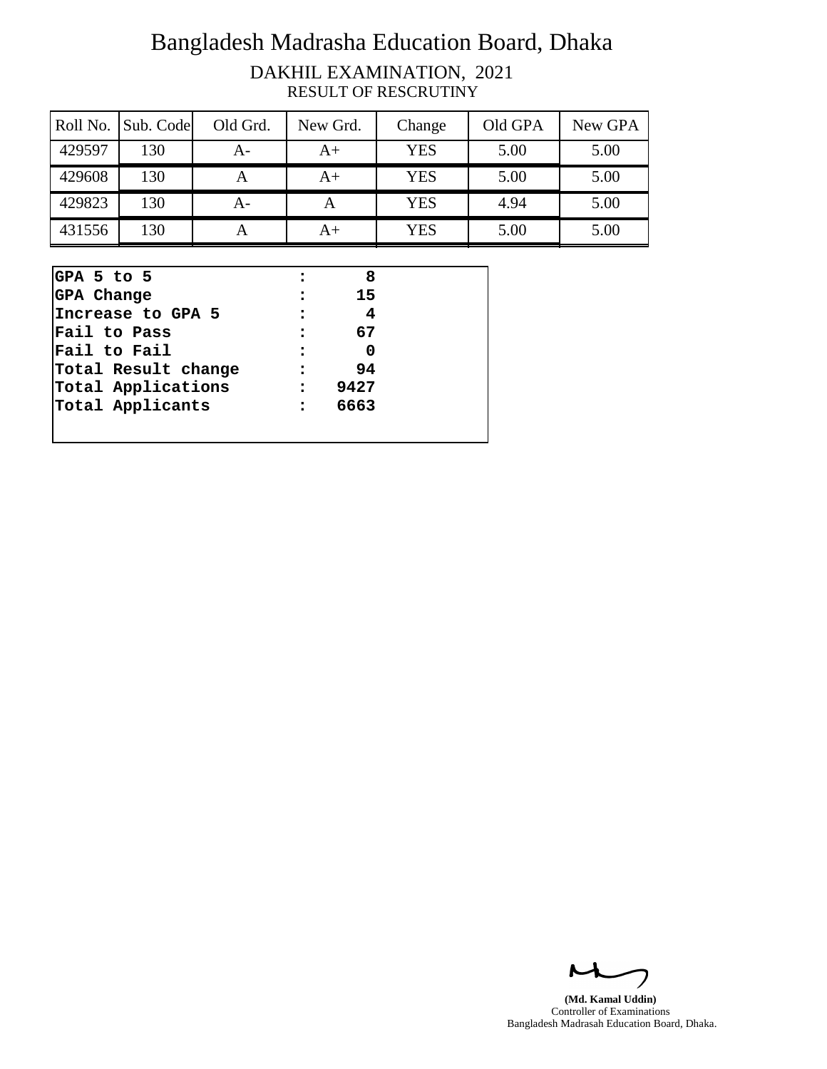# Bangladesh Madrasha Education Board, Dhaka

## DAKHIL EXAMINATION, 2021

### RESULT OF RESCRUTINY

| Roll No. | Sub. Code | Old Grd. | New Grd. | Change | Old GPA | New GPA |
|---|---|---|---|---|---|---|
| 429597 | 130 | A- | A+ | YES | 5.00 | 5.00 |
| 429608 | 130 | A | A+ | YES | 5.00 | 5.00 |
| 429823 | 130 | A- | A | YES | 4.94 | 5.00 |
| 431556 | 130 | A | A+ | YES | 5.00 | 5.00 |

| | | |
|---|---|---|
| **GPA 5 to 5** | **:** | **8** |
| **GPA Change** | **:** | **15** |
| **Increase to GPA 5** | **:** | **4** |
| **Fail to Pass** | **:** | **67** |
| **Fail to Fail** | **:** | **0** |
| **Total Result change** | **:** | **94** |
| **Total Applications** | **:** | **9427** |
| **Total Applicants** | **:** | **6663** |

**(Md. Kamal Uddin)**
Controller of Examinations
Bangladesh Madrasah Education Board, Dhaka.